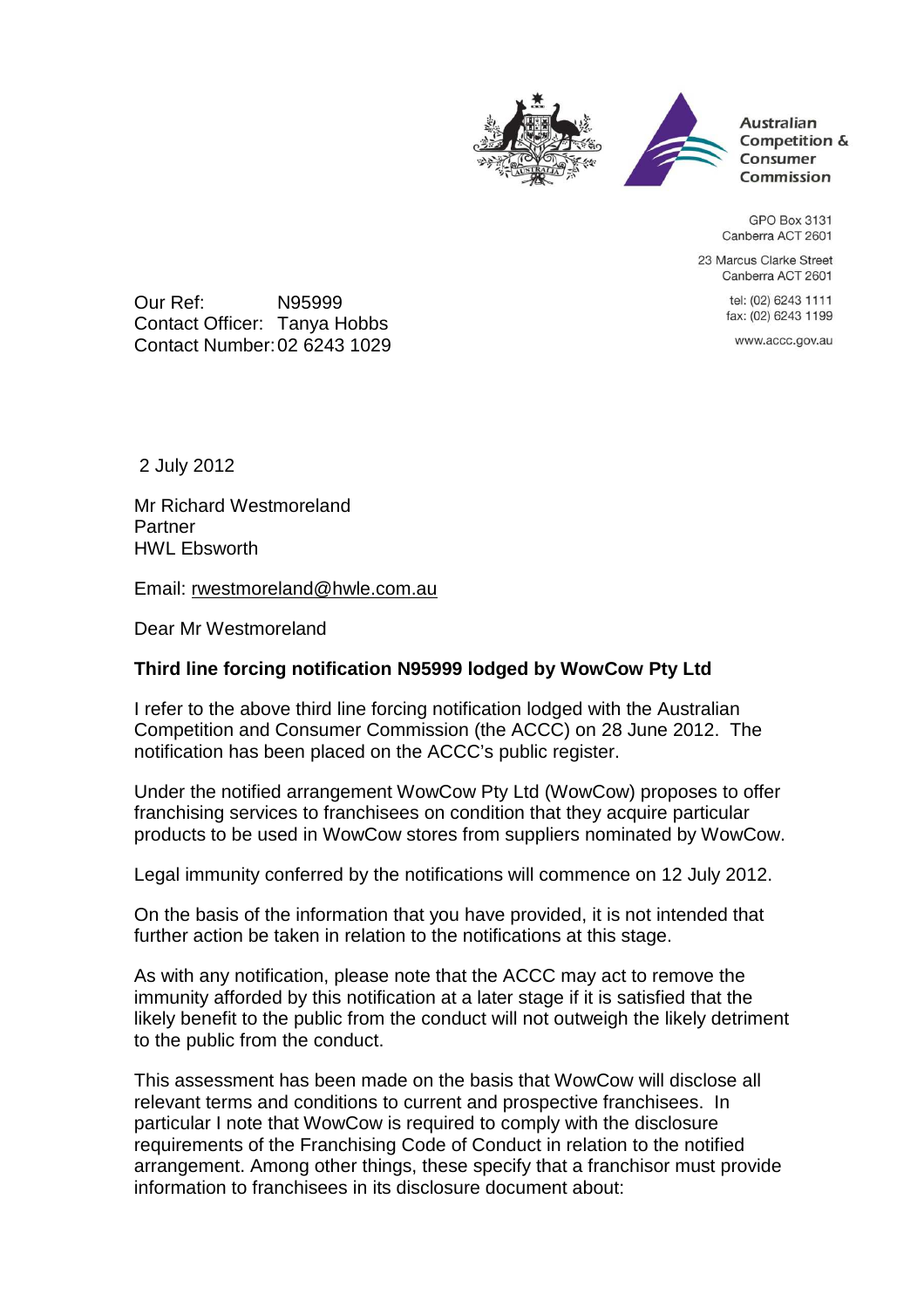Australian Competition & Consumer Commission

GPO Box 3131
Canberra ACT 2601

23 Marcus Clarke Street
Canberra ACT 2601

tel: (02) 6243 1111
fax: (02) 6243 1199

www.accc.gov.au

Our Ref: N95999
Contact Officer: Tanya Hobbs
Contact Number: 02 6243 1029

2 July 2012

Mr Richard Westmoreland
Partner
HWL Ebsworth

Email: rwestmoreland@hwle.com.au

Dear Mr Westmoreland

**Third line forcing notification N95999 lodged by WowCow Pty Ltd**

I refer to the above third line forcing notification lodged with the Australian Competition and Consumer Commission (the ACCC) on 28 June 2012. The notification has been placed on the ACCC's public register.

Under the notified arrangement WowCow Pty Ltd (WowCow) proposes to offer franchising services to franchisees on condition that they acquire particular products to be used in WowCow stores from suppliers nominated by WowCow.

Legal immunity conferred by the notifications will commence on 12 July 2012.

On the basis of the information that you have provided, it is not intended that further action be taken in relation to the notifications at this stage.

As with any notification, please note that the ACCC may act to remove the immunity afforded by this notification at a later stage if it is satisfied that the likely benefit to the public from the conduct will not outweigh the likely detriment to the public from the conduct.

This assessment has been made on the basis that WowCow will disclose all relevant terms and conditions to current and prospective franchisees. In particular I note that WowCow is required to comply with the disclosure requirements of the Franchising Code of Conduct in relation to the notified arrangement. Among other things, these specify that a franchisor must provide information to franchisees in its disclosure document about: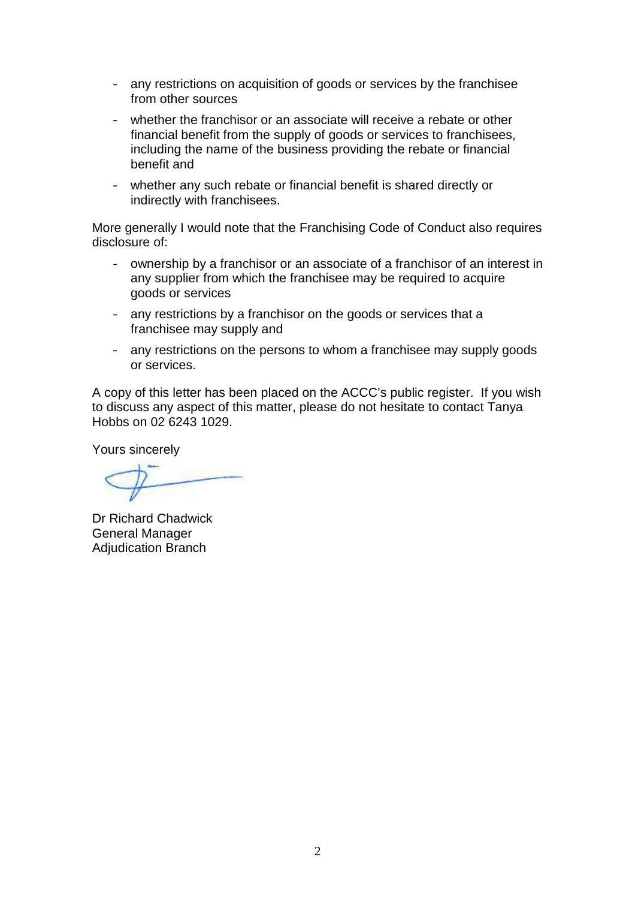- any restrictions on acquisition of goods or services by the franchisee from other sources
- whether the franchisor or an associate will receive a rebate or other financial benefit from the supply of goods or services to franchisees, including the name of the business providing the rebate or financial benefit and
- whether any such rebate or financial benefit is shared directly or indirectly with franchisees.

More generally I would note that the Franchising Code of Conduct also requires disclosure of:

- ownership by a franchisor or an associate of a franchisor of an interest in any supplier from which the franchisee may be required to acquire goods or services
- any restrictions by a franchisor on the goods or services that a franchisee may supply and
- any restrictions on the persons to whom a franchisee may supply goods or services.

A copy of this letter has been placed on the ACCC's public register. If you wish to discuss any aspect of this matter, please do not hesitate to contact Tanya Hobbs on 02 6243 1029.

Yours sincerely

Dr Richard Chadwick
General Manager
Adjudication Branch